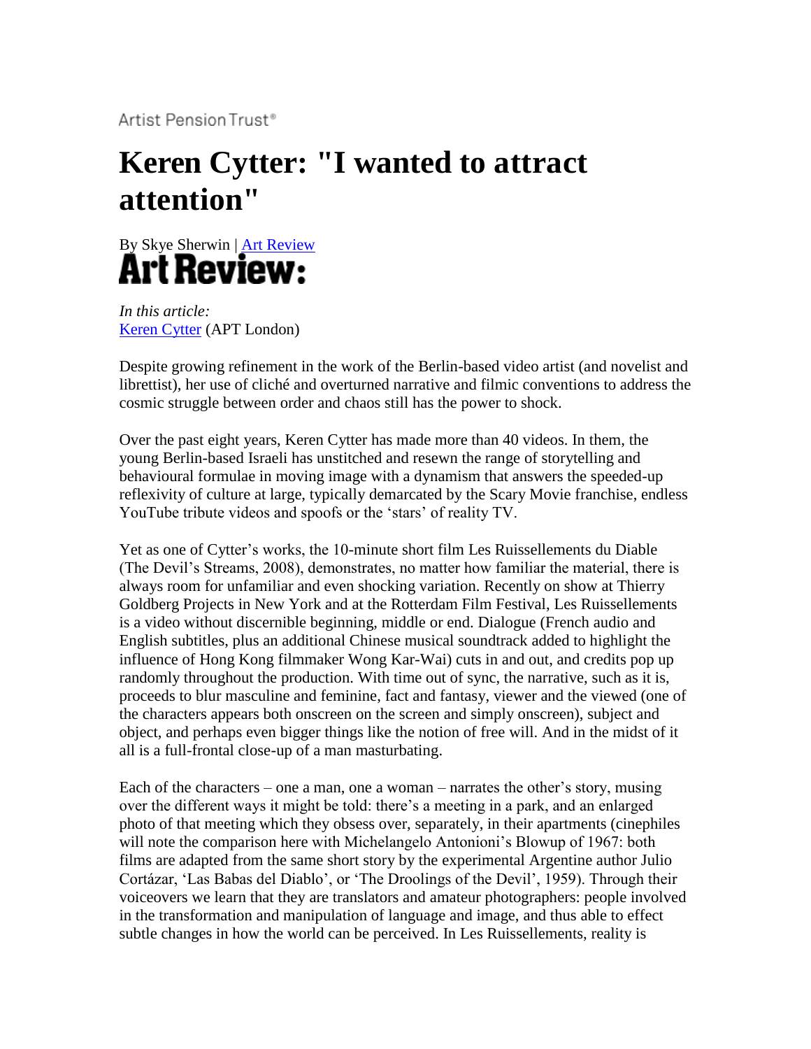Artist Pension Trust®

# Keren Cytter: "I wanted to attract attention"

By Skye Sherwin | Art Review

*In this article:*
Keren Cytter (APT London)

Despite growing refinement in the work of the Berlin-based video artist (and novelist and librettist), her use of cliché and overturned narrative and filmic conventions to address the cosmic struggle between order and chaos still has the power to shock.

Over the past eight years, Keren Cytter has made more than 40 videos. In them, the young Berlin-based Israeli has unstitched and resewn the range of storytelling and behavioural formulae in moving image with a dynamism that answers the speeded-up reflexivity of culture at large, typically demarcated by the Scary Movie franchise, endless YouTube tribute videos and spoofs or the 'stars' of reality TV.

Yet as one of Cytter's works, the 10-minute short film Les Ruissellements du Diable (The Devil's Streams, 2008), demonstrates, no matter how familiar the material, there is always room for unfamiliar and even shocking variation. Recently on show at Thierry Goldberg Projects in New York and at the Rotterdam Film Festival, Les Ruissellements is a video without discernible beginning, middle or end. Dialogue (French audio and English subtitles, plus an additional Chinese musical soundtrack added to highlight the influence of Hong Kong filmmaker Wong Kar-Wai) cuts in and out, and credits pop up randomly throughout the production. With time out of sync, the narrative, such as it is, proceeds to blur masculine and feminine, fact and fantasy, viewer and the viewed (one of the characters appears both onscreen on the screen and simply onscreen), subject and object, and perhaps even bigger things like the notion of free will. And in the midst of it all is a full-frontal close-up of a man masturbating.

Each of the characters – one a man, one a woman – narrates the other's story, musing over the different ways it might be told: there's a meeting in a park, and an enlarged photo of that meeting which they obsess over, separately, in their apartments (cinephiles will note the comparison here with Michelangelo Antonioni's Blowup of 1967: both films are adapted from the same short story by the experimental Argentine author Julio Cortázar, 'Las Babas del Diablo', or 'The Droolings of the Devil', 1959). Through their voiceovers we learn that they are translators and amateur photographers: people involved in the transformation and manipulation of language and image, and thus able to effect subtle changes in how the world can be perceived. In Les Ruissellements, reality is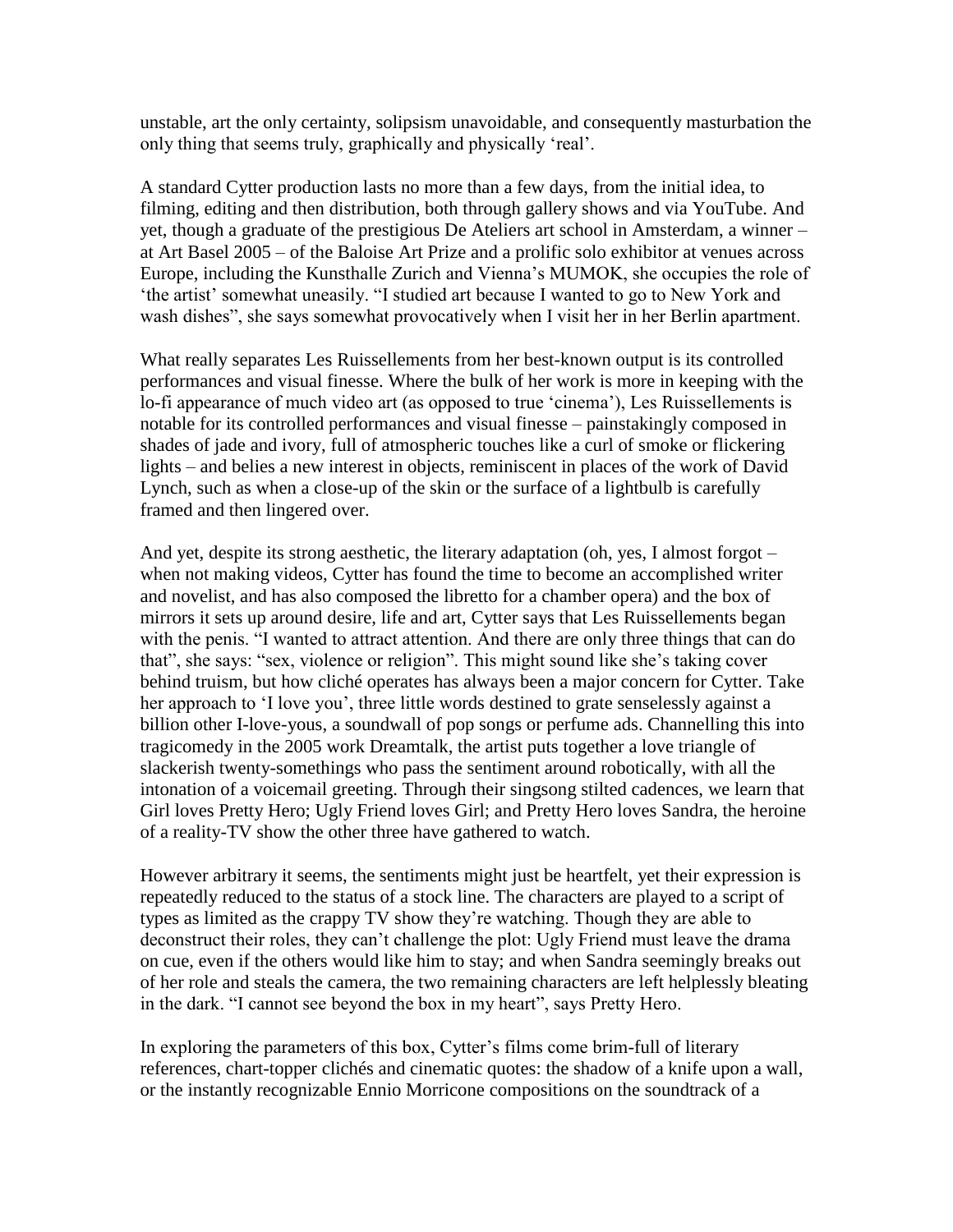unstable, art the only certainty, solipsism unavoidable, and consequently masturbation the only thing that seems truly, graphically and physically 'real'.

A standard Cytter production lasts no more than a few days, from the initial idea, to filming, editing and then distribution, both through gallery shows and via YouTube. And yet, though a graduate of the prestigious De Ateliers art school in Amsterdam, a winner – at Art Basel 2005 – of the Baloise Art Prize and a prolific solo exhibitor at venues across Europe, including the Kunsthalle Zurich and Vienna's MUMOK, she occupies the role of 'the artist' somewhat uneasily. "I studied art because I wanted to go to New York and wash dishes", she says somewhat provocatively when I visit her in her Berlin apartment.

What really separates Les Ruissellements from her best-known output is its controlled performances and visual finesse. Where the bulk of her work is more in keeping with the lo-fi appearance of much video art (as opposed to true 'cinema'), Les Ruissellements is notable for its controlled performances and visual finesse – painstakingly composed in shades of jade and ivory, full of atmospheric touches like a curl of smoke or flickering lights – and belies a new interest in objects, reminiscent in places of the work of David Lynch, such as when a close-up of the skin or the surface of a lightbulb is carefully framed and then lingered over.

And yet, despite its strong aesthetic, the literary adaptation (oh, yes, I almost forgot – when not making videos, Cytter has found the time to become an accomplished writer and novelist, and has also composed the libretto for a chamber opera) and the box of mirrors it sets up around desire, life and art, Cytter says that Les Ruissellements began with the penis. "I wanted to attract attention. And there are only three things that can do that", she says: "sex, violence or religion". This might sound like she's taking cover behind truism, but how cliché operates has always been a major concern for Cytter. Take her approach to 'I love you', three little words destined to grate senselessly against a billion other I-love-yous, a soundwall of pop songs or perfume ads. Channelling this into tragicomedy in the 2005 work Dreamtalk, the artist puts together a love triangle of slackerish twenty-somethings who pass the sentiment around robotically, with all the intonation of a voicemail greeting. Through their singsong stilted cadences, we learn that Girl loves Pretty Hero; Ugly Friend loves Girl; and Pretty Hero loves Sandra, the heroine of a reality-TV show the other three have gathered to watch.

However arbitrary it seems, the sentiments might just be heartfelt, yet their expression is repeatedly reduced to the status of a stock line. The characters are played to a script of types as limited as the crappy TV show they're watching. Though they are able to deconstruct their roles, they can't challenge the plot: Ugly Friend must leave the drama on cue, even if the others would like him to stay; and when Sandra seemingly breaks out of her role and steals the camera, the two remaining characters are left helplessly bleating in the dark. "I cannot see beyond the box in my heart", says Pretty Hero.

In exploring the parameters of this box, Cytter's films come brim-full of literary references, chart-topper clichés and cinematic quotes: the shadow of a knife upon a wall, or the instantly recognizable Ennio Morricone compositions on the soundtrack of a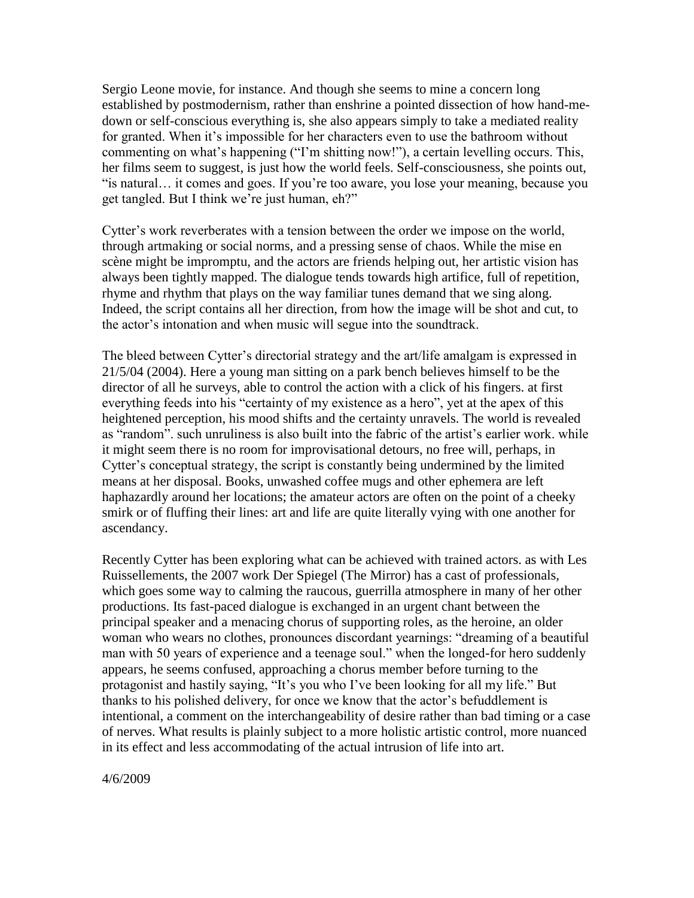Sergio Leone movie, for instance. And though she seems to mine a concern long established by postmodernism, rather than enshrine a pointed dissection of how hand-me-down or self-conscious everything is, she also appears simply to take a mediated reality for granted. When it's impossible for her characters even to use the bathroom without commenting on what's happening ("I'm shitting now!"), a certain levelling occurs. This, her films seem to suggest, is just how the world feels. Self-consciousness, she points out, "is natural… it comes and goes. If you're too aware, you lose your meaning, because you get tangled. But I think we're just human, eh?"

Cytter's work reverberates with a tension between the order we impose on the world, through artmaking or social norms, and a pressing sense of chaos. While the mise en scène might be impromptu, and the actors are friends helping out, her artistic vision has always been tightly mapped. The dialogue tends towards high artifice, full of repetition, rhyme and rhythm that plays on the way familiar tunes demand that we sing along. Indeed, the script contains all her direction, from how the image will be shot and cut, to the actor's intonation and when music will segue into the soundtrack.

The bleed between Cytter's directorial strategy and the art/life amalgam is expressed in 21/5/04 (2004). Here a young man sitting on a park bench believes himself to be the director of all he surveys, able to control the action with a click of his fingers. at first everything feeds into his "certainty of my existence as a hero", yet at the apex of this heightened perception, his mood shifts and the certainty unravels. The world is revealed as "random". such unruliness is also built into the fabric of the artist's earlier work. while it might seem there is no room for improvisational detours, no free will, perhaps, in Cytter's conceptual strategy, the script is constantly being undermined by the limited means at her disposal. Books, unwashed coffee mugs and other ephemera are left haphazardly around her locations; the amateur actors are often on the point of a cheeky smirk or of fluffing their lines: art and life are quite literally vying with one another for ascendancy.

Recently Cytter has been exploring what can be achieved with trained actors. as with Les Ruissellements, the 2007 work Der Spiegel (The Mirror) has a cast of professionals, which goes some way to calming the raucous, guerrilla atmosphere in many of her other productions. Its fast-paced dialogue is exchanged in an urgent chant between the principal speaker and a menacing chorus of supporting roles, as the heroine, an older woman who wears no clothes, pronounces discordant yearnings: "dreaming of a beautiful man with 50 years of experience and a teenage soul." when the longed-for hero suddenly appears, he seems confused, approaching a chorus member before turning to the protagonist and hastily saying, "It's you who I've been looking for all my life." But thanks to his polished delivery, for once we know that the actor's befuddlement is intentional, a comment on the interchangeability of desire rather than bad timing or a case of nerves. What results is plainly subject to a more holistic artistic control, more nuanced in its effect and less accommodating of the actual intrusion of life into art.

4/6/2009